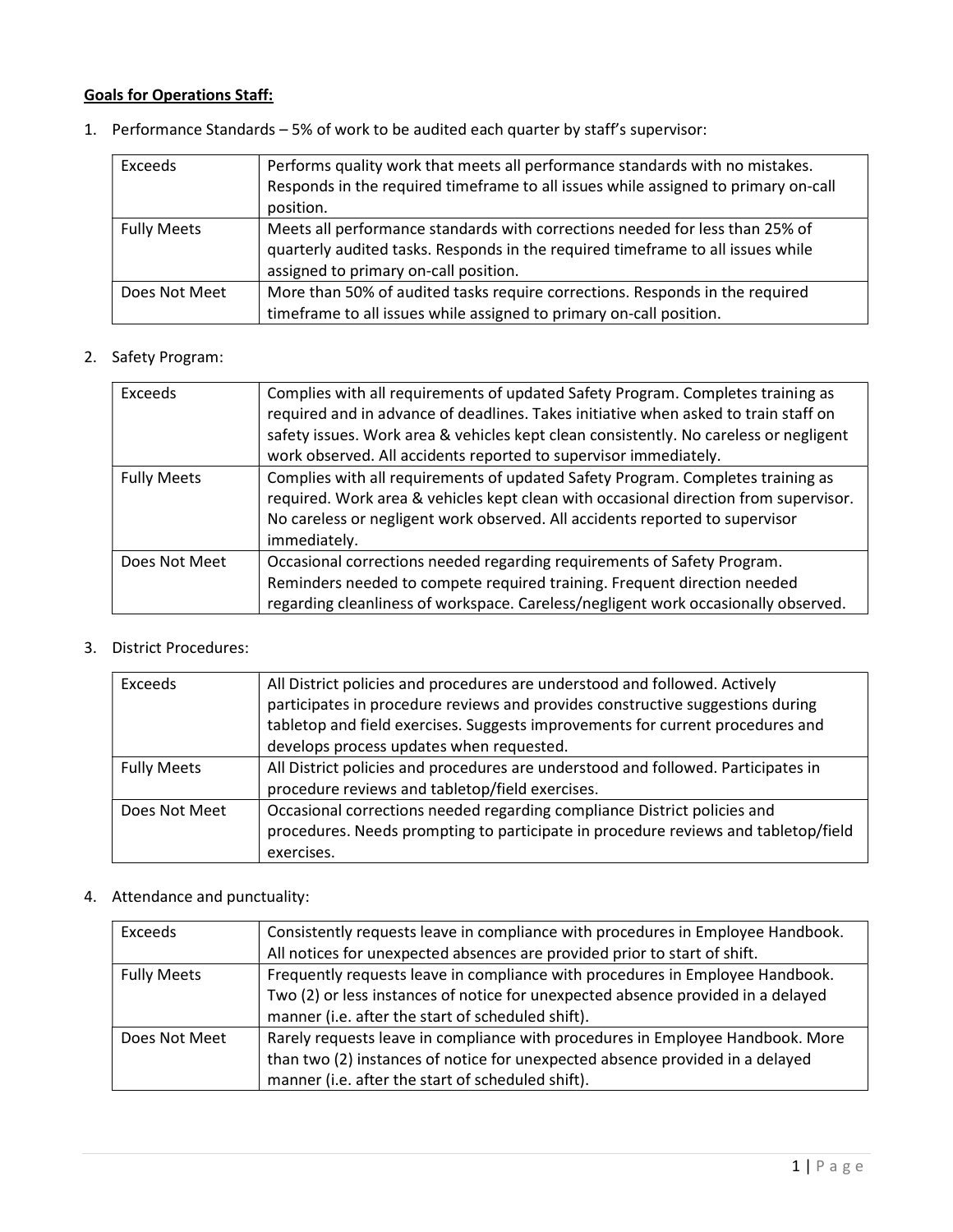**Goals for Operations Staff:**

1. Performance Standards – 5% of work to be audited each quarter by staff's supervisor:

| | |
|---|---|
| Exceeds | Performs quality work that meets all performance standards with no mistakes. Responds in the required timeframe to all issues while assigned to primary on-call position. |
| Fully Meets | Meets all performance standards with corrections needed for less than 25% of quarterly audited tasks. Responds in the required timeframe to all issues while assigned to primary on-call position. |
| Does Not Meet | More than 50% of audited tasks require corrections. Responds in the required timeframe to all issues while assigned to primary on-call position. |

2. Safety Program:

| | |
|---|---|
| Exceeds | Complies with all requirements of updated Safety Program. Completes training as required and in advance of deadlines. Takes initiative when asked to train staff on safety issues. Work area & vehicles kept clean consistently. No careless or negligent work observed. All accidents reported to supervisor immediately. |
| Fully Meets | Complies with all requirements of updated Safety Program. Completes training as required. Work area & vehicles kept clean with occasional direction from supervisor. No careless or negligent work observed. All accidents reported to supervisor immediately. |
| Does Not Meet | Occasional corrections needed regarding requirements of Safety Program. Reminders needed to compete required training. Frequent direction needed regarding cleanliness of workspace. Careless/negligent work occasionally observed. |

3. District Procedures:

| | |
|---|---|
| Exceeds | All District policies and procedures are understood and followed. Actively participates in procedure reviews and provides constructive suggestions during tabletop and field exercises. Suggests improvements for current procedures and develops process updates when requested. |
| Fully Meets | All District policies and procedures are understood and followed. Participates in procedure reviews and tabletop/field exercises. |
| Does Not Meet | Occasional corrections needed regarding compliance District policies and procedures. Needs prompting to participate in procedure reviews and tabletop/field exercises. |

4. Attendance and punctuality:

| | |
|---|---|
| Exceeds | Consistently requests leave in compliance with procedures in Employee Handbook. All notices for unexpected absences are provided prior to start of shift. |
| Fully Meets | Frequently requests leave in compliance with procedures in Employee Handbook. Two (2) or less instances of notice for unexpected absence provided in a delayed manner (i.e. after the start of scheduled shift). |
| Does Not Meet | Rarely requests leave in compliance with procedures in Employee Handbook. More than two (2) instances of notice for unexpected absence provided in a delayed manner (i.e. after the start of scheduled shift). |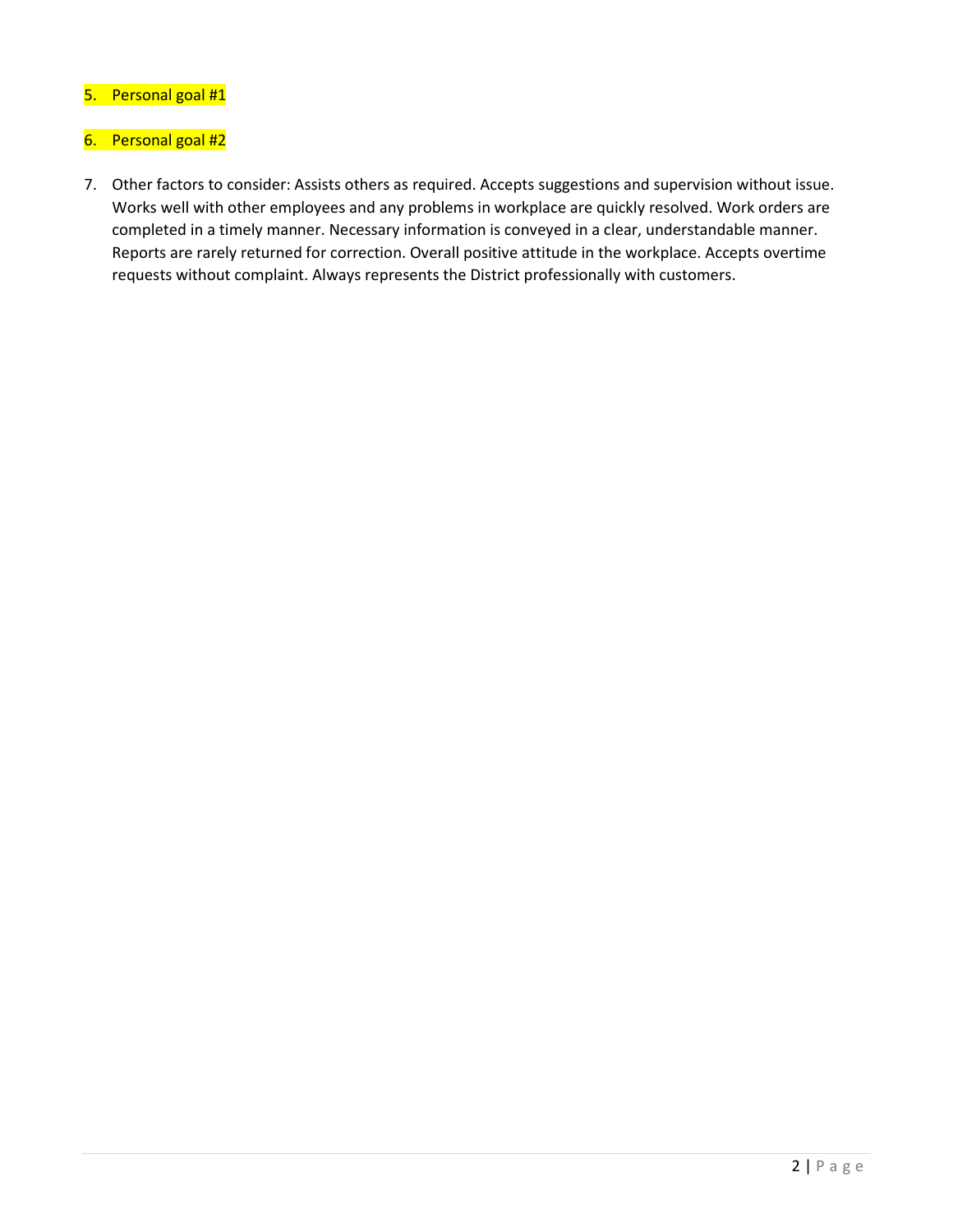5. Personal goal #1

6. Personal goal #2

7. Other factors to consider: Assists others as required. Accepts suggestions and supervision without issue. Works well with other employees and any problems in workplace are quickly resolved. Work orders are completed in a timely manner. Necessary information is conveyed in a clear, understandable manner. Reports are rarely returned for correction. Overall positive attitude in the workplace. Accepts overtime requests without complaint. Always represents the District professionally with customers.